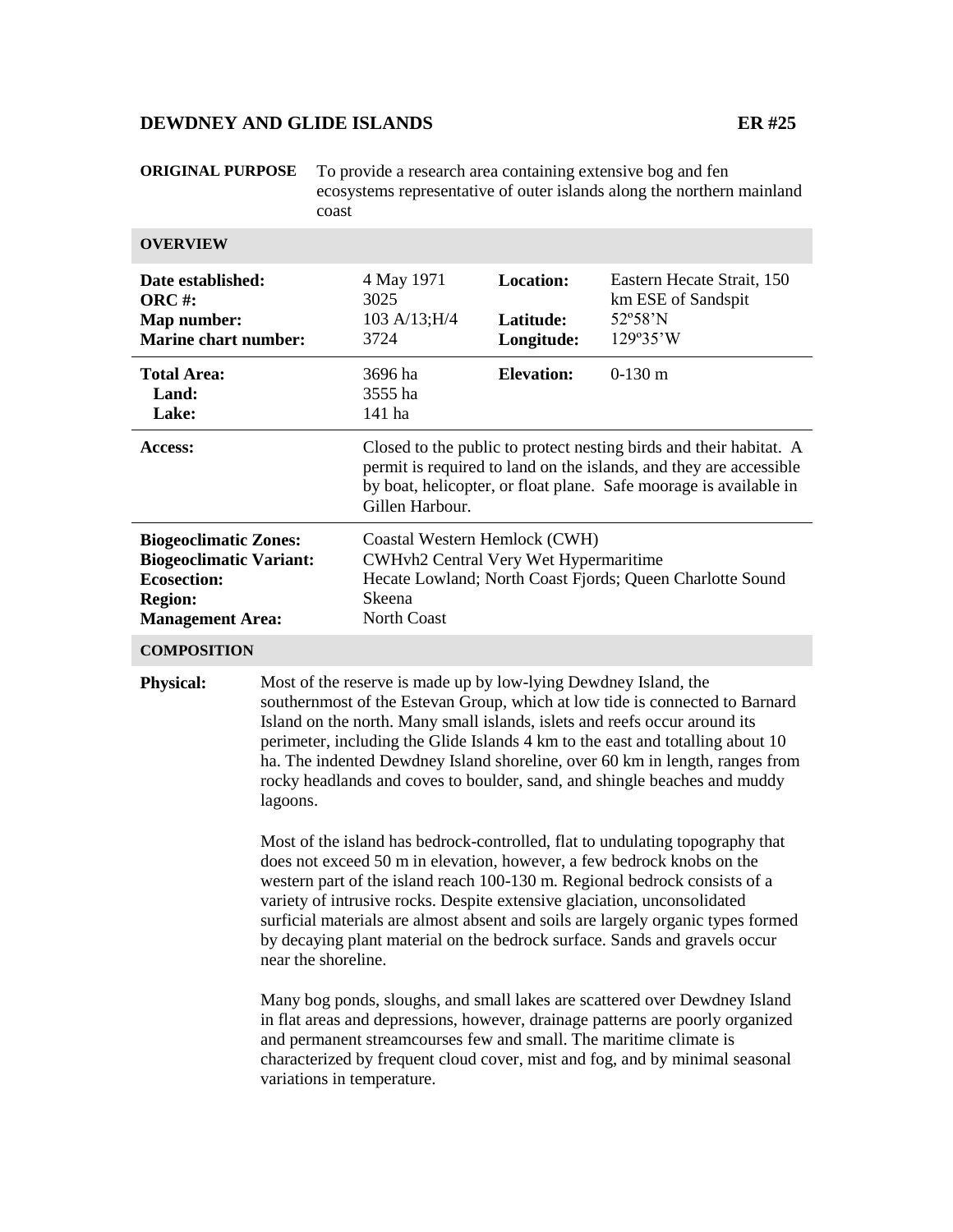# DEWDNEY AND GLIDE ISLANDS — ER #25

**ORIGINAL PURPOSE** To provide a research area containing extensive bog and fen ecosystems representative of outer islands along the northern mainland coast

## OVERVIEW

| | | | |
|---|---|---|---|
| **Date established:** | 4 May 1971 | **Location:** | Eastern Hecate Strait, 150 km ESE of Sandspit |
| **ORC #:** | 3025 | | |
| **Map number:** | 103 A/13;H/4 | **Latitude:** | 52º58'N |
| **Marine chart number:** | 3724 | **Longitude:** | 129º35'W |
| **Total Area:** | 3696 ha | **Elevation:** | 0-130 m |
| **Land:** | 3555 ha | | |
| **Lake:** | 141 ha | | |

**Access:** Closed to the public to protect nesting birds and their habitat. A permit is required to land on the islands, and they are accessible by boat, helicopter, or float plane. Safe moorage is available in Gillen Harbour.

| | |
|---|---|
| **Biogeoclimatic Zones:** | Coastal Western Hemlock (CWH) |
| **Biogeoclimatic Variant:** | CWHvh2 Central Very Wet Hypermaritime |
| **Ecosection:** | Hecate Lowland; North Coast Fjords; Queen Charlotte Sound |
| **Region:** | Skeena |
| **Management Area:** | North Coast |

## COMPOSITION

**Physical:** Most of the reserve is made up by low-lying Dewdney Island, the southernmost of the Estevan Group, which at low tide is connected to Barnard Island on the north. Many small islands, islets and reefs occur around its perimeter, including the Glide Islands 4 km to the east and totalling about 10 ha. The indented Dewdney Island shoreline, over 60 km in length, ranges from rocky headlands and coves to boulder, sand, and shingle beaches and muddy lagoons.

Most of the island has bedrock-controlled, flat to undulating topography that does not exceed 50 m in elevation, however, a few bedrock knobs on the western part of the island reach 100-130 m. Regional bedrock consists of a variety of intrusive rocks. Despite extensive glaciation, unconsolidated surficial materials are almost absent and soils are largely organic types formed by decaying plant material on the bedrock surface. Sands and gravels occur near the shoreline.

Many bog ponds, sloughs, and small lakes are scattered over Dewdney Island in flat areas and depressions, however, drainage patterns are poorly organized and permanent streamcourses few and small. The maritime climate is characterized by frequent cloud cover, mist and fog, and by minimal seasonal variations in temperature.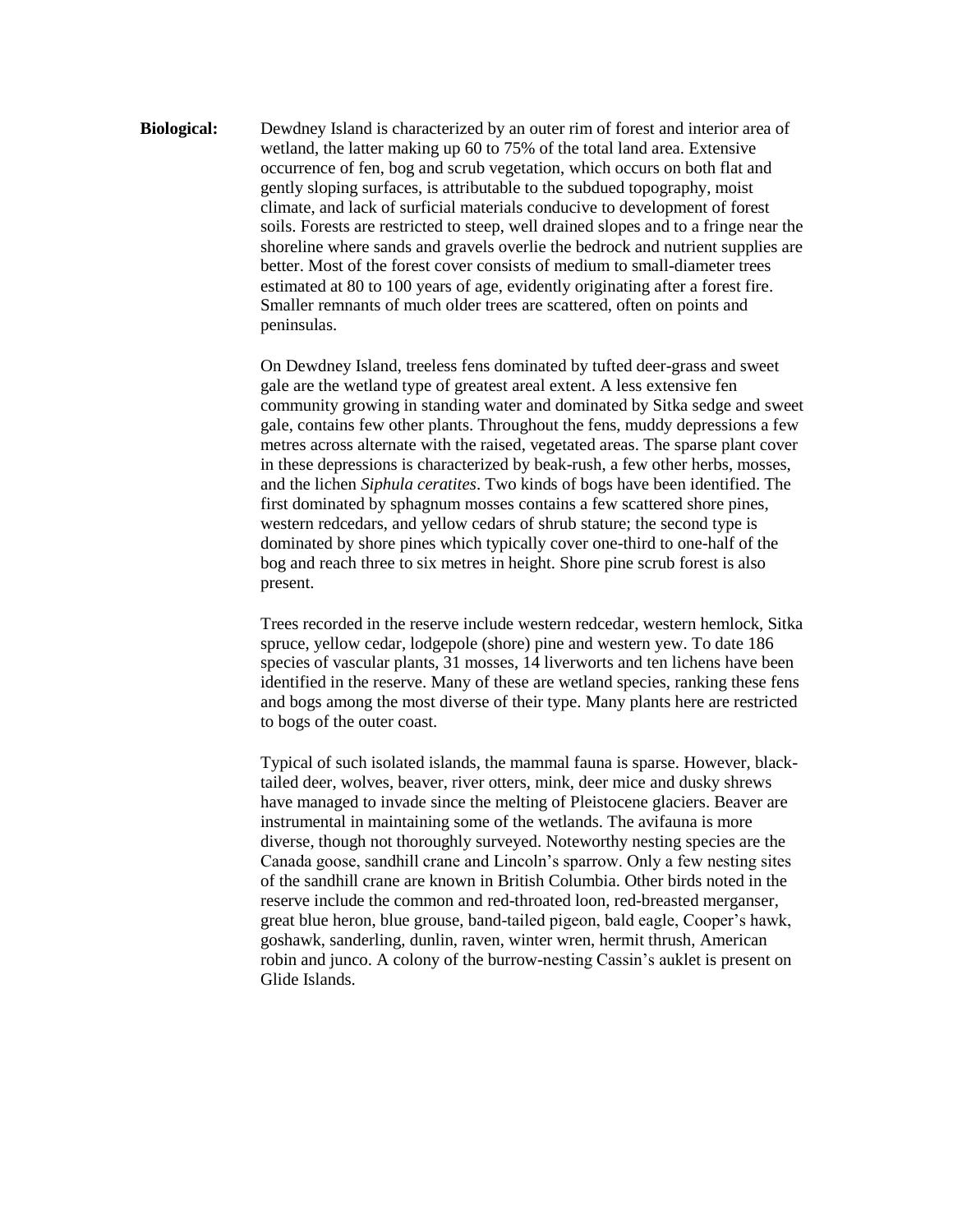**Biological:** Dewdney Island is characterized by an outer rim of forest and interior area of wetland, the latter making up 60 to 75% of the total land area. Extensive occurrence of fen, bog and scrub vegetation, which occurs on both flat and gently sloping surfaces, is attributable to the subdued topography, moist climate, and lack of surficial materials conducive to development of forest soils. Forests are restricted to steep, well drained slopes and to a fringe near the shoreline where sands and gravels overlie the bedrock and nutrient supplies are better. Most of the forest cover consists of medium to small-diameter trees estimated at 80 to 100 years of age, evidently originating after a forest fire. Smaller remnants of much older trees are scattered, often on points and peninsulas.

On Dewdney Island, treeless fens dominated by tufted deer-grass and sweet gale are the wetland type of greatest areal extent. A less extensive fen community growing in standing water and dominated by Sitka sedge and sweet gale, contains few other plants. Throughout the fens, muddy depressions a few metres across alternate with the raised, vegetated areas. The sparse plant cover in these depressions is characterized by beak-rush, a few other herbs, mosses, and the lichen *Siphula ceratites*. Two kinds of bogs have been identified. The first dominated by sphagnum mosses contains a few scattered shore pines, western redcedars, and yellow cedars of shrub stature; the second type is dominated by shore pines which typically cover one-third to one-half of the bog and reach three to six metres in height. Shore pine scrub forest is also present.

Trees recorded in the reserve include western redcedar, western hemlock, Sitka spruce, yellow cedar, lodgepole (shore) pine and western yew. To date 186 species of vascular plants, 31 mosses, 14 liverworts and ten lichens have been identified in the reserve. Many of these are wetland species, ranking these fens and bogs among the most diverse of their type. Many plants here are restricted to bogs of the outer coast.

Typical of such isolated islands, the mammal fauna is sparse. However, black-tailed deer, wolves, beaver, river otters, mink, deer mice and dusky shrews have managed to invade since the melting of Pleistocene glaciers. Beaver are instrumental in maintaining some of the wetlands. The avifauna is more diverse, though not thoroughly surveyed. Noteworthy nesting species are the Canada goose, sandhill crane and Lincoln's sparrow. Only a few nesting sites of the sandhill crane are known in British Columbia. Other birds noted in the reserve include the common and red-throated loon, red-breasted merganser, great blue heron, blue grouse, band-tailed pigeon, bald eagle, Cooper's hawk, goshawk, sanderling, dunlin, raven, winter wren, hermit thrush, American robin and junco. A colony of the burrow-nesting Cassin's auklet is present on Glide Islands.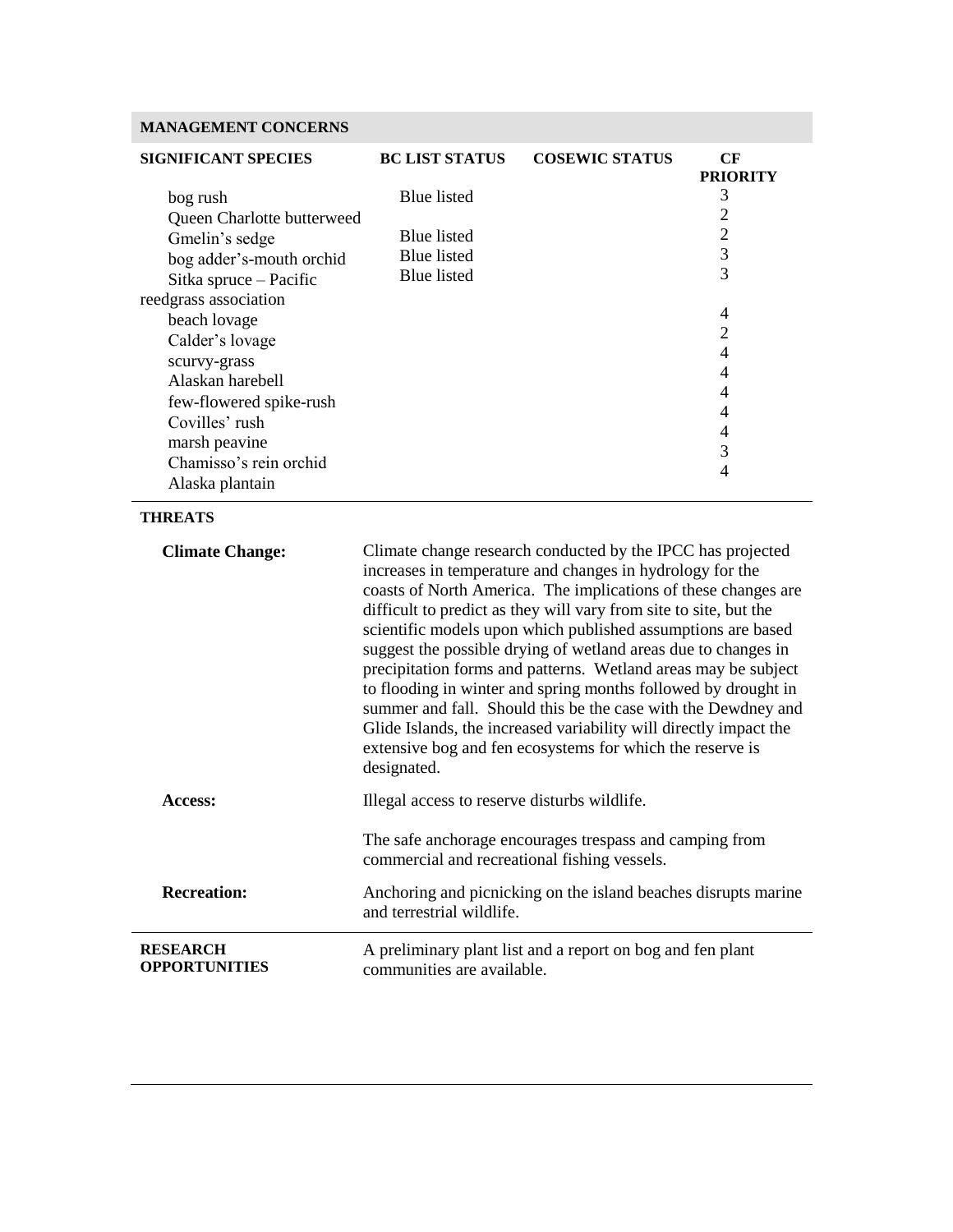## MANAGEMENT CONCERNS

| SIGNIFICANT SPECIES | BC LIST STATUS | COSEWIC STATUS | CF PRIORITY |
|---|---|---|---|
| bog rush | Blue listed | | 3 |
| Queen Charlotte butterweed | | | 2 |
| Gmelin's sedge | Blue listed | | 2 |
| bog adder's-mouth orchid | Blue listed | | 3 |
| Sitka spruce – Pacific reedgrass association | Blue listed | | 3 |
| beach lovage | | | 4 |
| Calder's lovage | | | 2 |
| scurvy-grass | | | 4 |
| Alaskan harebell | | | 4 |
| few-flowered spike-rush | | | 4 |
| Covilles' rush | | | 4 |
| marsh peavine | | | 4 |
| Chamisso's rein orchid | | | 3 |
| Alaska plantain | | | 4 |

### THREATS

**Climate Change:** Climate change research conducted by the IPCC has projected increases in temperature and changes in hydrology for the coasts of North America. The implications of these changes are difficult to predict as they will vary from site to site, but the scientific models upon which published assumptions are based suggest the possible drying of wetland areas due to changes in precipitation forms and patterns. Wetland areas may be subject to flooding in winter and spring months followed by drought in summer and fall. Should this be the case with the Dewdney and Glide Islands, the increased variability will directly impact the extensive bog and fen ecosystems for which the reserve is designated.

**Access:** Illegal access to reserve disturbs wildlife.

The safe anchorage encourages trespass and camping from commercial and recreational fishing vessels.

**Recreation:** Anchoring and picnicking on the island beaches disrupts marine and terrestrial wildlife.

### RESEARCH OPPORTUNITIES

A preliminary plant list and a report on bog and fen plant communities are available.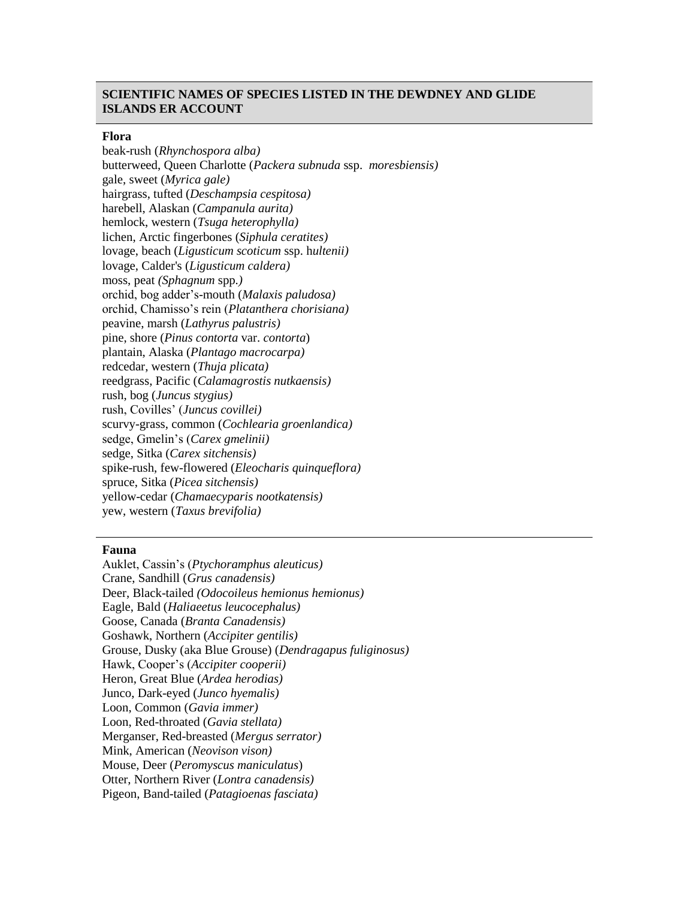## SCIENTIFIC NAMES OF SPECIES LISTED IN THE DEWDNEY AND GLIDE ISLANDS ER ACCOUNT

**Flora**

beak-rush (*Rhynchospora alba)*
butterweed, Queen Charlotte (*Packera subnuda* ssp. *moresbiensis)*
gale, sweet (*Myrica gale)*
hairgrass, tufted (*Deschampsia cespitosa)*
harebell, Alaskan (*Campanula aurita)*
hemlock, western (*Tsuga heterophylla)*
lichen, Arctic fingerbones (*Siphula ceratites)*
lovage, beach (*Ligusticum scoticum* ssp. h*ultenii)*
lovage, Calder's (*Ligusticum caldera)*
moss, peat *(Sphagnum* spp.*)*
orchid, bog adder's-mouth (*Malaxis paludosa)*
orchid, Chamisso's rein (*Platanthera chorisiana)*
peavine, marsh (*Lathyrus palustris)*
pine, shore (*Pinus contorta* var. *contorta*)
plantain, Alaska (*Plantago macrocarpa)*
redcedar, western (*Thuja plicata)*
reedgrass, Pacific (*Calamagrostis nutkaensis)*
rush, bog (*Juncus stygius)*
rush, Covilles' (*Juncus covillei)*
scurvy-grass, common (*Cochlearia groenlandica)*
sedge, Gmelin's (*Carex gmelinii)*
sedge, Sitka (*Carex sitchensis)*
spike-rush, few-flowered (*Eleocharis quinqueflora)*
spruce, Sitka (*Picea sitchensis)*
yellow-cedar (*Chamaecyparis nootkatensis)*
yew, western (*Taxus brevifolia)*

**Fauna**

Auklet, Cassin's (*Ptychoramphus aleuticus)*
Crane, Sandhill (*Grus canadensis)*
Deer, Black-tailed *(Odocoileus hemionus hemionus)*
Eagle, Bald (*Haliaeetus leucocephalus)*
Goose, Canada (*Branta Canadensis)*
Goshawk, Northern (*Accipiter gentilis)*
Grouse, Dusky (aka Blue Grouse) (*Dendragapus fuliginosus)*
Hawk, Cooper's (*Accipiter cooperii)*
Heron, Great Blue (*Ardea herodias)*
Junco, Dark-eyed (*Junco hyemalis)*
Loon, Common (*Gavia immer)*
Loon, Red-throated (*Gavia stellata)*
Merganser, Red-breasted (*Mergus serrator)*
Mink, American (*Neovison vison)*
Mouse, Deer (*Peromyscus maniculatus*)
Otter, Northern River (*Lontra canadensis)*
Pigeon, Band-tailed (*Patagioenas fasciata)*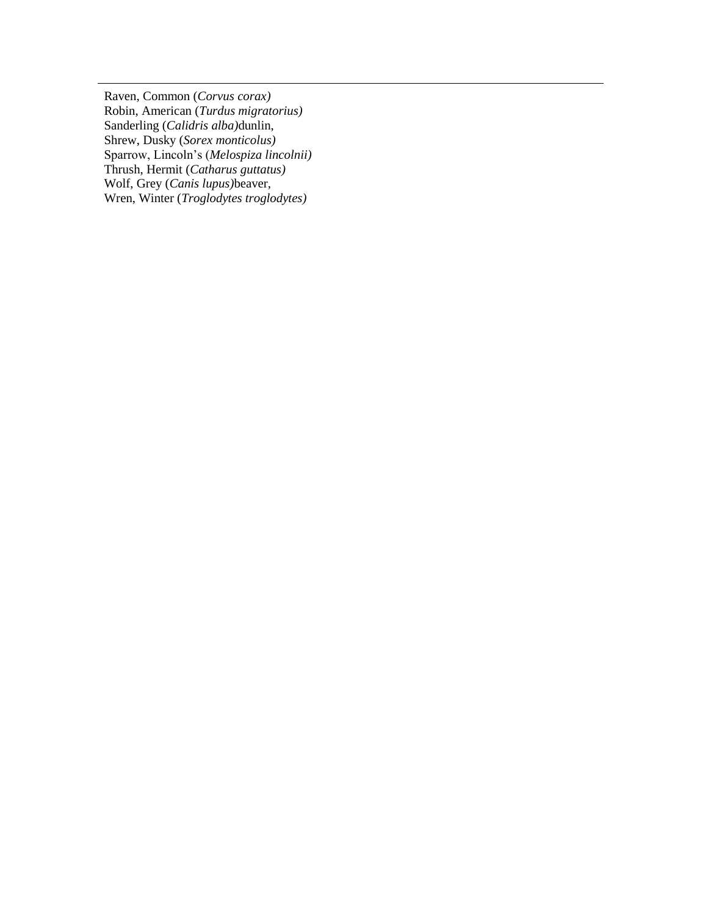Raven, Common (*Corvus corax)*
Robin, American (*Turdus migratorius)*
Sanderling (*Calidris alba)*dunlin,
Shrew, Dusky (*Sorex monticolus)*
Sparrow, Lincoln's (*Melospiza lincolnii)*
Thrush, Hermit (*Catharus guttatus)*
Wolf, Grey (*Canis lupus)*beaver,
Wren, Winter (*Troglodytes troglodytes)*